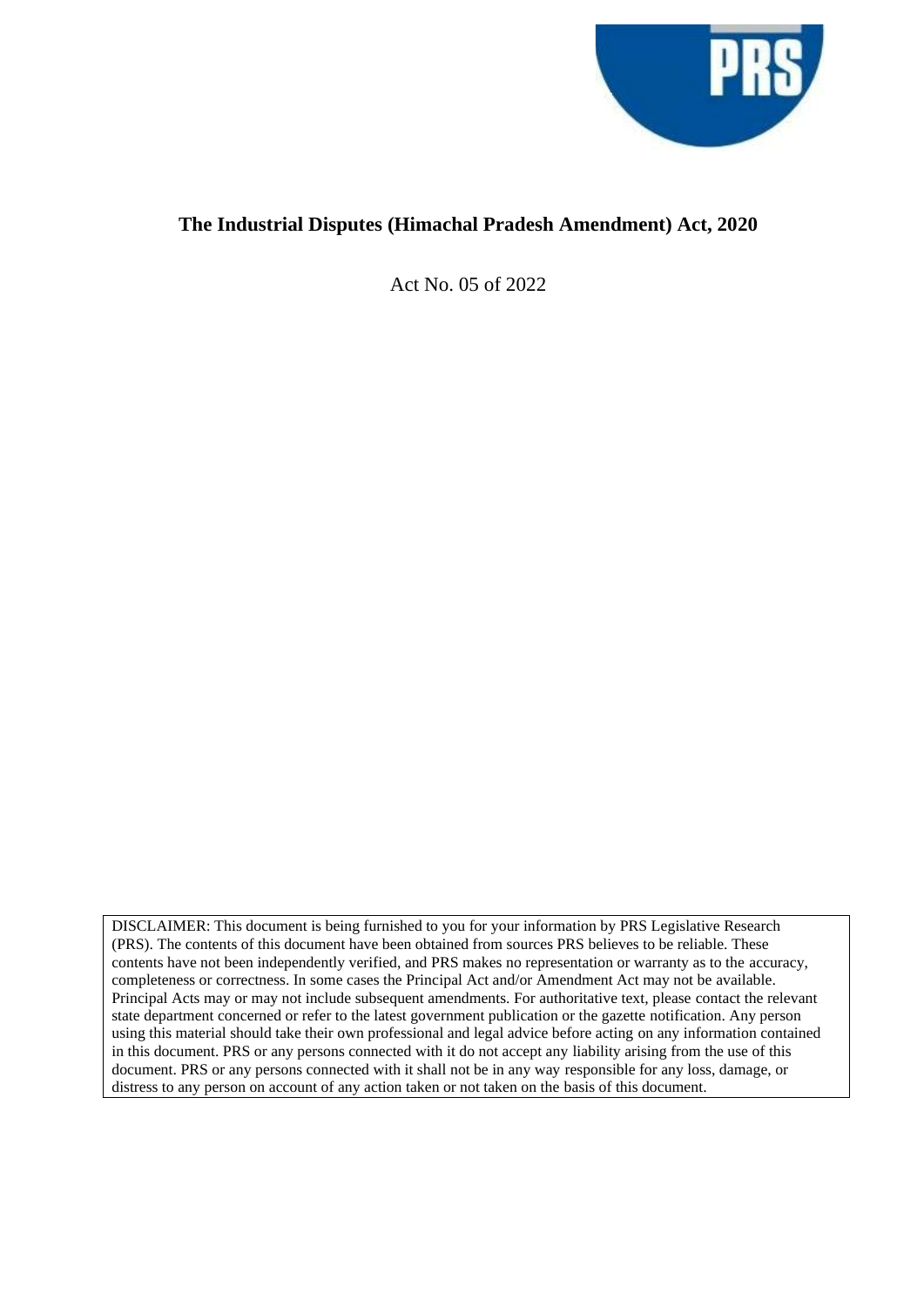# The Industrial Disputes (Himachal Pradesh Amendment) Act, 2020

Act No. 05 of 2022

DISCLAIMER: This document is being furnished to you for your information by PRS Legislative Research (PRS). The contents of this document have been obtained from sources PRS believes to be reliable. These contents have not been independently verified, and PRS makes no representation or warranty as to the accuracy, completeness or correctness. In some cases the Principal Act and/or Amendment Act may not be available. Principal Acts may or may not include subsequent amendments. For authoritative text, please contact the relevant state department concerned or refer to the latest government publication or the gazette notification. Any person using this material should take their own professional and legal advice before acting on any information contained in this document. PRS or any persons connected with it do not accept any liability arising from the use of this document. PRS or any persons connected with it shall not be in any way responsible for any loss, damage, or distress to any person on account of any action taken or not taken on the basis of this document.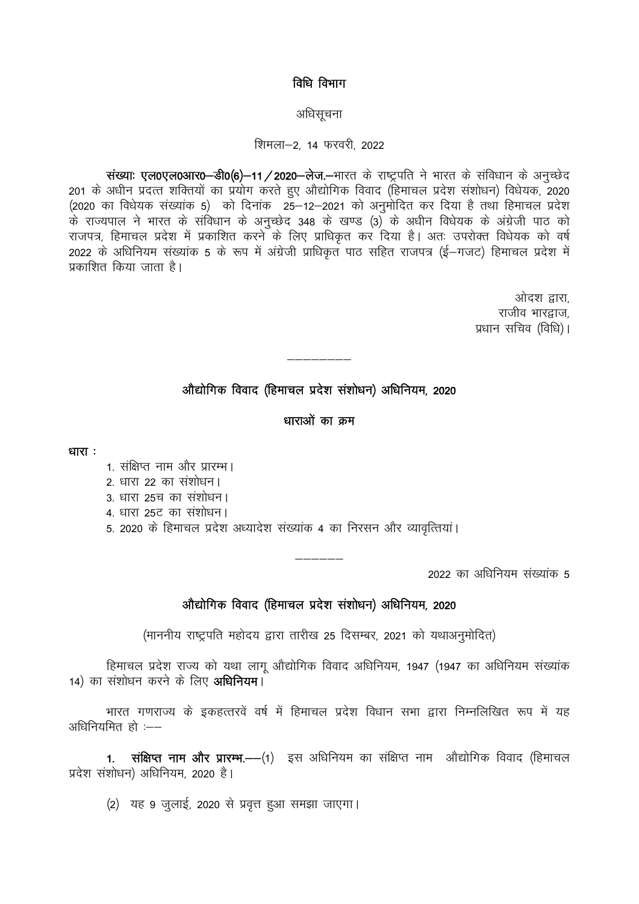## विधि विभाग

अधिसूचना

शिमला–2, 14 फरवरी, 2022

**संख्याः एल0एल0आर0–डी0(6)–11/2020–लेज.**–भारत के राष्ट्रपति ने भारत के संविधान के अनुच्छेद 201 के अधीन प्रदत्त शक्तियों का प्रयोग करते हुए औद्योगिक विवाद (हिमाचल प्रदेश संशोधन) विधेयक, 2020 (2020 का विधेयक संख्यांक 5) को दिनांक 25–12–2021 को अनुमोदित कर दिया है तथा हिमाचल प्रदेश के राज्यपाल ने भारत के संविधान के अनुच्छेद 348 के खण्ड (3) के अधीन विधेयक के अंग्रेजी पाठ को राजपत्र, हिमाचल प्रदेश में प्रकाशित करने के लिए प्राधिकृत कर दिया है। अतः उपरोक्त विधेयक को वर्ष 2022 के अधिनियम संख्यांक 5 के रूप में अंग्रेजी प्राधिकृत पाठ सहित राजपत्र (ई–गजट) हिमाचल प्रदेश में प्रकाशित किया जाता है।

आदेश द्वारा,
राजीव भारद्वाज,
प्रधान सचिव (विधि)।

---

## औद्योगिक विवाद (हिमाचल प्रदेश संशोधन) अधिनियम, 2020

### धाराओं का क्रम

**धारा :**

1. संक्षिप्त नाम और प्रारम्भ।
2. धारा 22 का संशोधन।
3. धारा 25च का संशोधन।
4. धारा 25ट का संशोधन।
5. 2020 के हिमाचल प्रदेश अध्यादेश संख्यांक 4 का निरसन और व्यावृत्तियां।

---

2022 का अधिनियम संख्यांक 5

## औद्योगिक विवाद (हिमाचल प्रदेश संशोधन) अधिनियम, 2020

(माननीय राष्ट्रपति महोदय द्वारा तारीख 25 दिसम्बर, 2021 को यथाअनुमोदित)

हिमाचल प्रदेश राज्य को यथा लागू औद्योगिक विवाद अधिनियम, 1947 (1947 का अधिनियम संख्यांक 14) का संशोधन करने के लिए **अधिनियम**।

भारत गणराज्य के इकहत्तरवें वर्ष में हिमाचल प्रदेश विधान सभा द्वारा निम्नलिखित रूप में यह अधिनियमित हो :––

**1. संक्षिप्त नाम और प्रारम्भ.**––(1) इस अधिनियम का संक्षिप्त नाम औद्योगिक विवाद (हिमाचल प्रदेश संशोधन) अधिनियम, 2020 है।

(2) यह 9 जुलाई, 2020 से प्रवृत्त हुआ समझा जाएगा।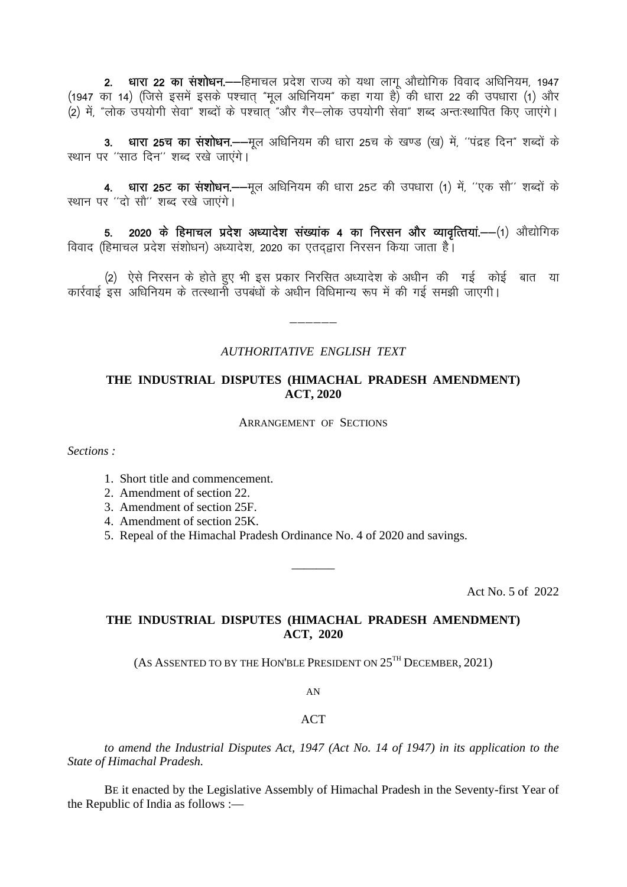**2. धारा 22 का संशोधन.**––हिमाचल प्रदेश राज्य को यथा लागू औद्योगिक विवाद अधिनियम, 1947 (1947 का 14) (जिसे इसमें इसके पश्चात् "मूल अधिनियम" कहा गया है) की धारा 22 की उपधारा (1) और (2) में, "लोक उपयोगी सेवा" शब्दों के पश्चात् "और गैर–लोक उपयोगी सेवा" शब्द अन्तःस्थापित किए जाएंगे।

**3. धारा 25च का संशोधन.**––मूल अधिनियम की धारा 25च के खण्ड (ख) में, ''पंद्रह दिन" शब्दों के स्थान पर ''साठ दिन'' शब्द रखे जाएंगे।

**4. धारा 25ट का संशोधन.**––मूल अधिनियम की धारा 25ट की उपधारा (1) में, ''एक सौ'' शब्दों के स्थान पर ''दो सौ'' शब्द रखे जाएंगे।

**5. 2020 के हिमाचल प्रदेश अध्यादेश संख्यांक 4 का निरसन और व्यावृत्तियां.**––(1) औद्योगिक विवाद (हिमाचल प्रदेश संशोधन) अध्यादेश, 2020 का एतद्द्वारा निरसन किया जाता है।

(2) ऐसे निरसन के होते हुए भी इस प्रकार निरसित अध्यादेश के अधीन की गई कोई बात या कार्रवाई इस अधिनियम के तत्स्थानी उपबंधों के अधीन विधिमान्य रूप में की गई समझी जाएगी।

––––––

*AUTHORITATIVE ENGLISH TEXT*

**THE INDUSTRIAL DISPUTES (HIMACHAL PRADESH AMENDMENT) ACT, 2020**

ARRANGEMENT OF SECTIONS

*Sections :*

1. Short title and commencement.
2. Amendment of section 22.
3. Amendment of section 25F.
4. Amendment of section 25K.
5. Repeal of the Himachal Pradesh Ordinance No. 4 of 2020 and savings.

––––––

Act No. 5 of 2022

**THE INDUSTRIAL DISPUTES (HIMACHAL PRADESH AMENDMENT) ACT, 2020**

(AS ASSENTED TO BY THE HON'BLE PRESIDENT ON 25TH DECEMBER, 2021)

AN

ACT

*to amend the Industrial Disputes Act, 1947 (Act No. 14 of 1947) in its application to the State of Himachal Pradesh.*

BE it enacted by the Legislative Assembly of Himachal Pradesh in the Seventy-first Year of the Republic of India as follows :—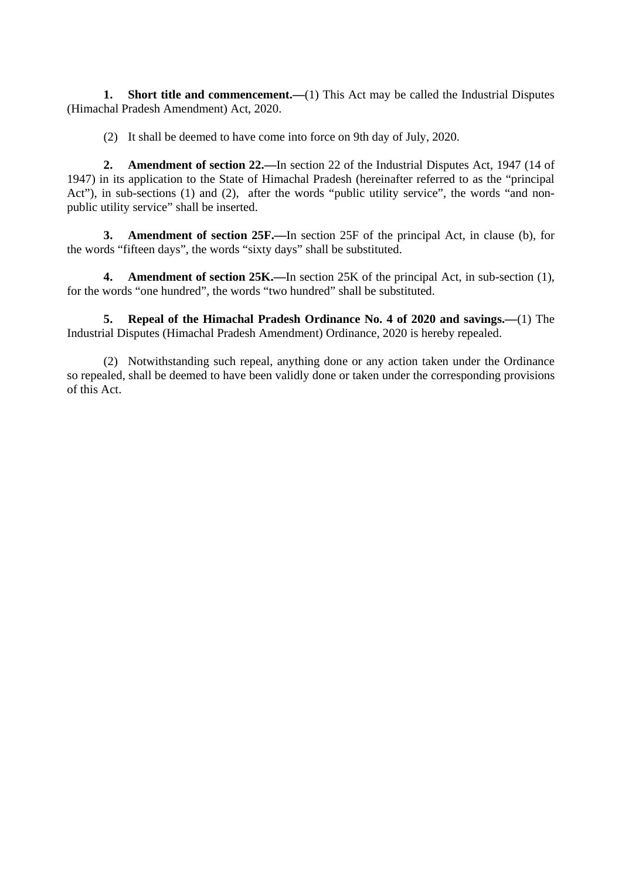**1. Short title and commencement.—**(1) This Act may be called the Industrial Disputes (Himachal Pradesh Amendment) Act, 2020.

(2) It shall be deemed to have come into force on 9th day of July, 2020.

**2. Amendment of section 22.—**In section 22 of the Industrial Disputes Act, 1947 (14 of 1947) in its application to the State of Himachal Pradesh (hereinafter referred to as the "principal Act"), in sub-sections (1) and (2), after the words "public utility service", the words "and non-public utility service" shall be inserted.

**3. Amendment of section 25F.—**In section 25F of the principal Act, in clause (b), for the words "fifteen days", the words "sixty days" shall be substituted.

**4. Amendment of section 25K.—**In section 25K of the principal Act, in sub-section (1), for the words "one hundred", the words "two hundred" shall be substituted.

**5. Repeal of the Himachal Pradesh Ordinance No. 4 of 2020 and savings.—**(1) The Industrial Disputes (Himachal Pradesh Amendment) Ordinance, 2020 is hereby repealed.

(2) Notwithstanding such repeal, anything done or any action taken under the Ordinance so repealed, shall be deemed to have been validly done or taken under the corresponding provisions of this Act.